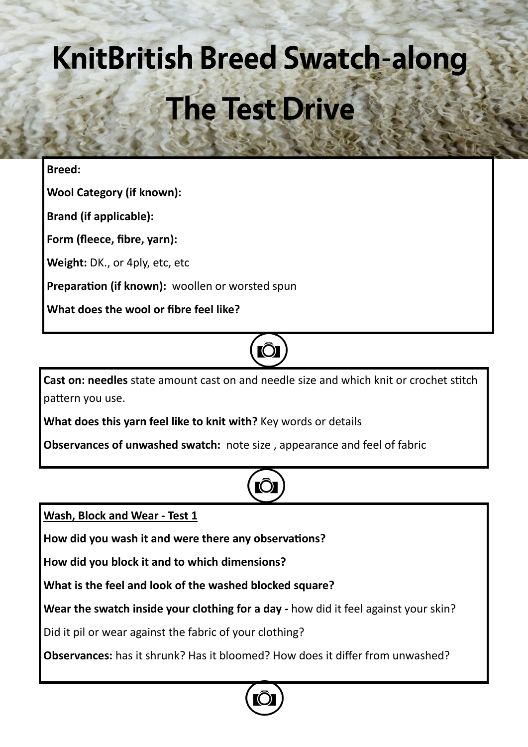# KnitBritish Breed Swatch-along

## The Test Drive

**Breed:**

**Wool Category (if known):**

**Brand (if applicable):**

**Form (fleece, fibre, yarn):**

**Weight:** DK., or 4ply, etc, etc

**Preparation (if known):** woollen or worsted spun

**What does the wool or fibre feel like?**

**Cast on: needles** state amount cast on and needle size and which knit or crochet stitch pattern you use.

**What does this yarn feel like to knit with?** Key words or details

**Observances of unwashed swatch:** note size , appearance and feel of fabric

**Wash, Block and Wear - Test 1**

**How did you wash it and were there any observations?**

**How did you block it and to which dimensions?**

**What is the feel and look of the washed blocked square?**

**Wear the swatch inside your clothing for a day -** how did it feel against your skin?

Did it pil or wear against the fabric of your clothing?

**Observances:** has it shrunk? Has it bloomed? How does it differ from unwashed?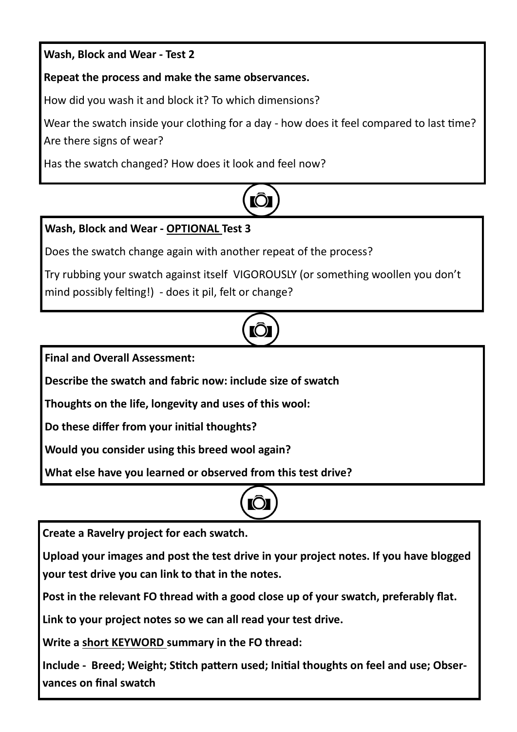**Wash, Block and Wear - Test 2**

**Repeat the process and make the same observances.**

How did you wash it and block it? To which dimensions?

Wear the swatch inside your clothing for a day - how does it feel compared to last time? Are there signs of wear?

Has the swatch changed? How does it look and feel now?

**Wash, Block and Wear - <u>OPTIONAL</u> Test 3**

Does the swatch change again with another repeat of the process?

Try rubbing your swatch against itself VIGOROUSLY (or something woollen you don't mind possibly felting!) - does it pil, felt or change?

**Final and Overall Assessment:**

**Describe the swatch and fabric now: include size of swatch**

**Thoughts on the life, longevity and uses of this wool:**

**Do these differ from your initial thoughts?**

**Would you consider using this breed wool again?**

**What else have you learned or observed from this test drive?**

**Create a Ravelry project for each swatch.**

**Upload your images and post the test drive in your project notes. If you have blogged your test drive you can link to that in the notes.**

**Post in the relevant FO thread with a good close up of your swatch, preferably flat.**

**Link to your project notes so we can all read your test drive.**

**Write a <u>short KEYWORD</u> summary in the FO thread:**

**Include - Breed; Weight; Stitch pattern used; Initial thoughts on feel and use; Observances on final swatch**